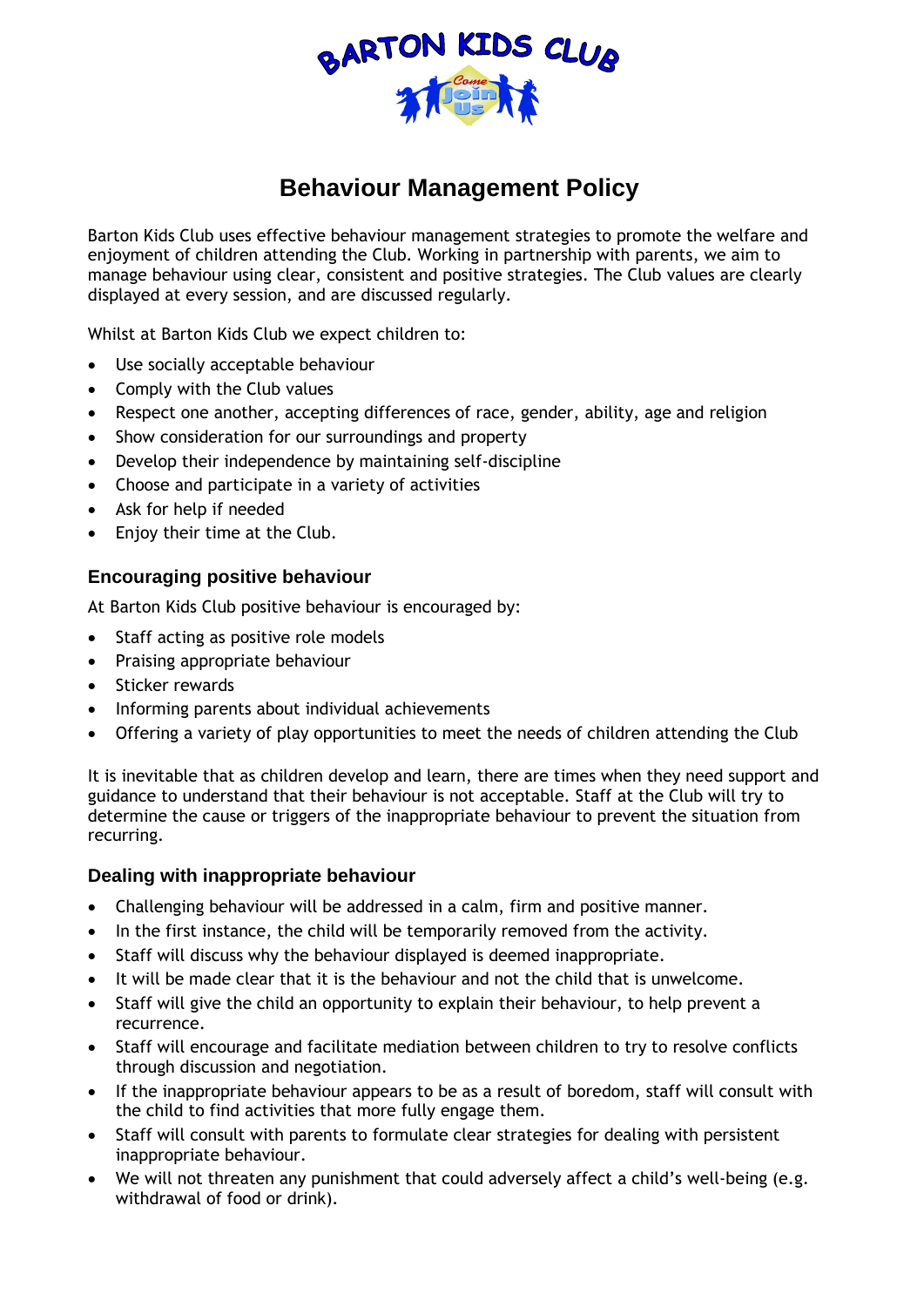BARTON KIDS CLUB

# Behaviour Management Policy

Barton Kids Club uses effective behaviour management strategies to promote the welfare and enjoyment of children attending the Club. Working in partnership with parents, we aim to manage behaviour using clear, consistent and positive strategies. The Club values are clearly displayed at every session, and are discussed regularly.

Whilst at Barton Kids Club we expect children to:

- Use socially acceptable behaviour
- Comply with the Club values
- Respect one another, accepting differences of race, gender, ability, age and religion
- Show consideration for our surroundings and property
- Develop their independence by maintaining self-discipline
- Choose and participate in a variety of activities
- Ask for help if needed
- Enjoy their time at the Club.

## Encouraging positive behaviour

At Barton Kids Club positive behaviour is encouraged by:

- Staff acting as positive role models
- Praising appropriate behaviour
- Sticker rewards
- Informing parents about individual achievements
- Offering a variety of play opportunities to meet the needs of children attending the Club

It is inevitable that as children develop and learn, there are times when they need support and guidance to understand that their behaviour is not acceptable. Staff at the Club will try to determine the cause or triggers of the inappropriate behaviour to prevent the situation from recurring.

## Dealing with inappropriate behaviour

- Challenging behaviour will be addressed in a calm, firm and positive manner.
- In the first instance, the child will be temporarily removed from the activity.
- Staff will discuss why the behaviour displayed is deemed inappropriate.
- It will be made clear that it is the behaviour and not the child that is unwelcome.
- Staff will give the child an opportunity to explain their behaviour, to help prevent a recurrence.
- Staff will encourage and facilitate mediation between children to try to resolve conflicts through discussion and negotiation.
- If the inappropriate behaviour appears to be as a result of boredom, staff will consult with the child to find activities that more fully engage them.
- Staff will consult with parents to formulate clear strategies for dealing with persistent inappropriate behaviour.
- We will not threaten any punishment that could adversely affect a child's well-being (e.g. withdrawal of food or drink).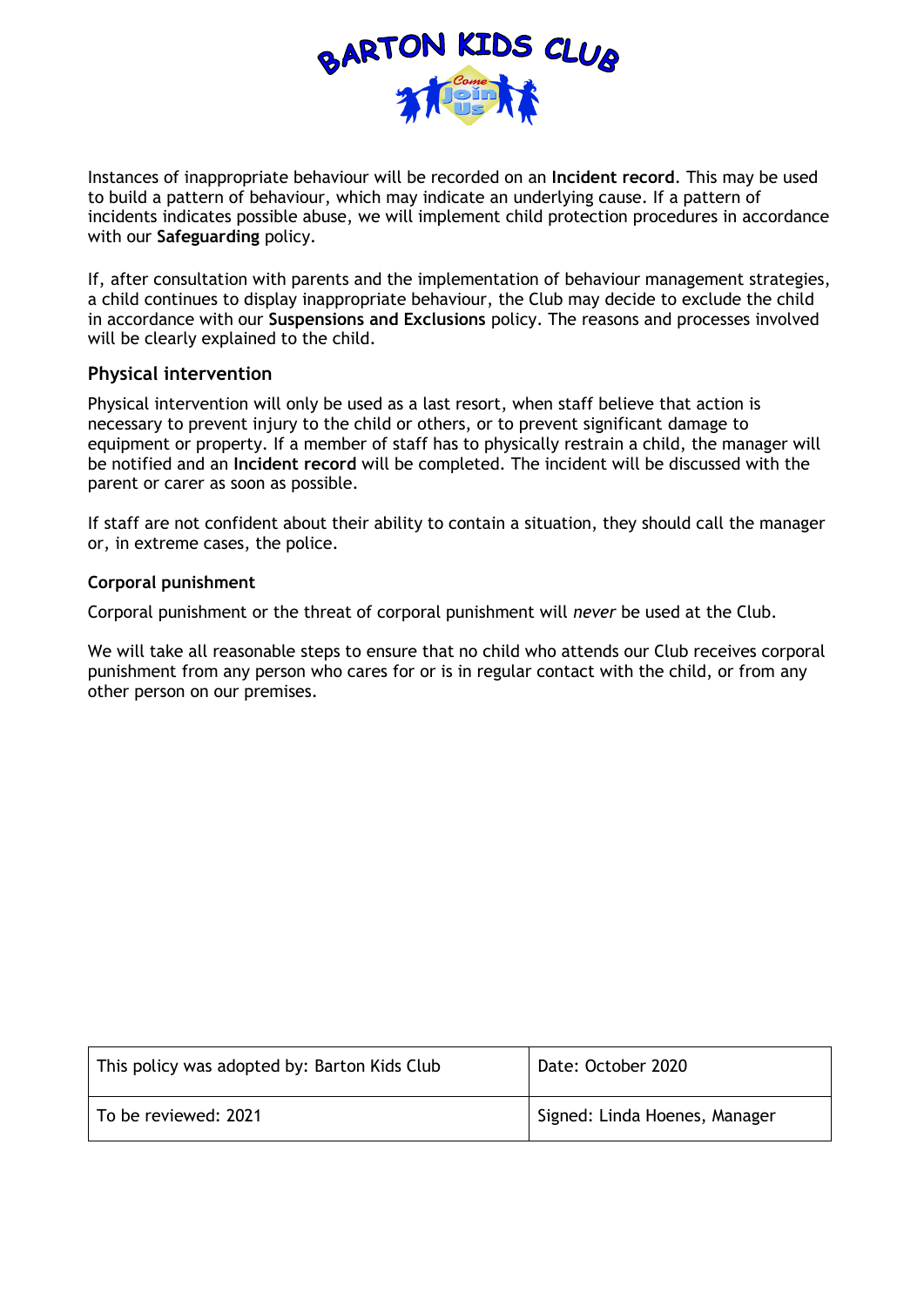Instances of inappropriate behaviour will be recorded on an **Incident record**. This may be used to build a pattern of behaviour, which may indicate an underlying cause. If a pattern of incidents indicates possible abuse, we will implement child protection procedures in accordance with our **Safeguarding** policy.

If, after consultation with parents and the implementation of behaviour management strategies, a child continues to display inappropriate behaviour, the Club may decide to exclude the child in accordance with our **Suspensions and Exclusions** policy. The reasons and processes involved will be clearly explained to the child.

## Physical intervention

Physical intervention will only be used as a last resort, when staff believe that action is necessary to prevent injury to the child or others, or to prevent significant damage to equipment or property. If a member of staff has to physically restrain a child, the manager will be notified and an **Incident record** will be completed. The incident will be discussed with the parent or carer as soon as possible.

If staff are not confident about their ability to contain a situation, they should call the manager or, in extreme cases, the police.

### Corporal punishment

Corporal punishment or the threat of corporal punishment will *never* be used at the Club.

We will take all reasonable steps to ensure that no child who attends our Club receives corporal punishment from any person who cares for or is in regular contact with the child, or from any other person on our premises.

| | |
|---|---|
| This policy was adopted by: Barton Kids Club | Date: October 2020 |
| To be reviewed: 2021 | Signed: Linda Hoenes, Manager |